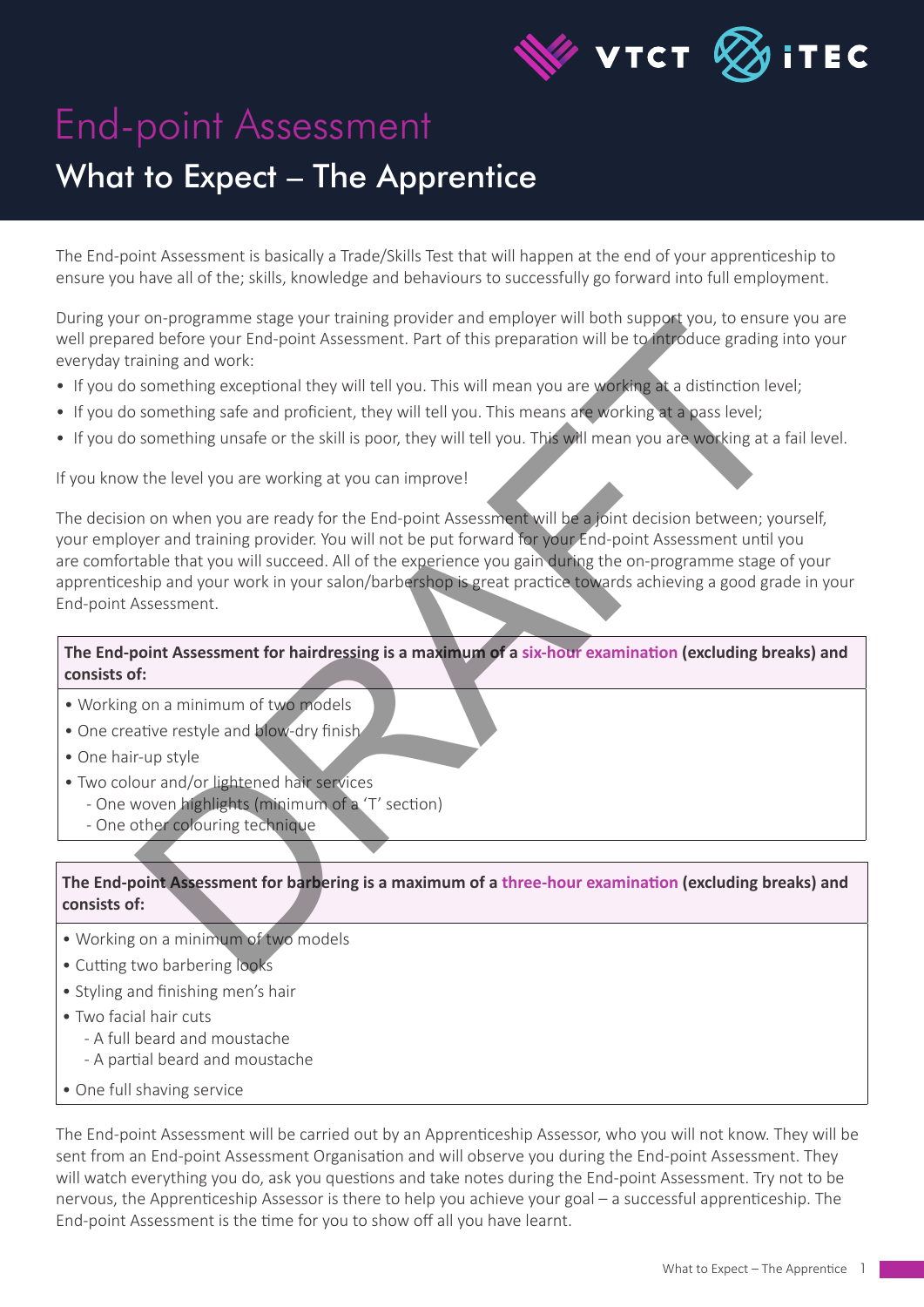# End-point Assessment

## What to Expect – The Apprentice

The End-point Assessment is basically a Trade/Skills Test that will happen at the end of your apprenticeship to ensure you have all of the; skills, knowledge and behaviours to successfully go forward into full employment.

During your on-programme stage your training provider and employer will both support you, to ensure you are well prepared before your End-point Assessment. Part of this preparation will be to introduce grading into your everyday training and work:

- If you do something exceptional they will tell you. This will mean you are working at a distinction level;
- If you do something safe and proficient, they will tell you. This means are working at a pass level;
- If you do something unsafe or the skill is poor, they will tell you. This will mean you are working at a fail level.

If you know the level you are working at you can improve!

The decision on when you are ready for the End-point Assessment will be a joint decision between; yourself, your employer and training provider. You will not be put forward for your End-point Assessment until you are comfortable that you will succeed. All of the experience you gain during the on-programme stage of your apprenticeship and your work in your salon/barbershop is great practice towards achieving a good grade in your End-point Assessment.

**The End-point Assessment for hairdressing is a maximum of a six-hour examination (excluding breaks) and consists of:**

- Working on a minimum of two models
- One creative restyle and blow-dry finish
- One hair-up style
- Two colour and/or lightened hair services
  - One woven highlights (minimum of a 'T' section)
  - One other colouring technique

**The End-point Assessment for barbering is a maximum of a three-hour examination (excluding breaks) and consists of:**

- Working on a minimum of two models
- Cutting two barbering looks
- Styling and finishing men's hair
- Two facial hair cuts
  - A full beard and moustache
  - A partial beard and moustache
- One full shaving service

The End-point Assessment will be carried out by an Apprenticeship Assessor, who you will not know. They will be sent from an End-point Assessment Organisation and will observe you during the End-point Assessment. They will watch everything you do, ask you questions and take notes during the End-point Assessment. Try not to be nervous, the Apprenticeship Assessor is there to help you achieve your goal – a successful apprenticeship. The End-point Assessment is the time for you to show off all you have learnt.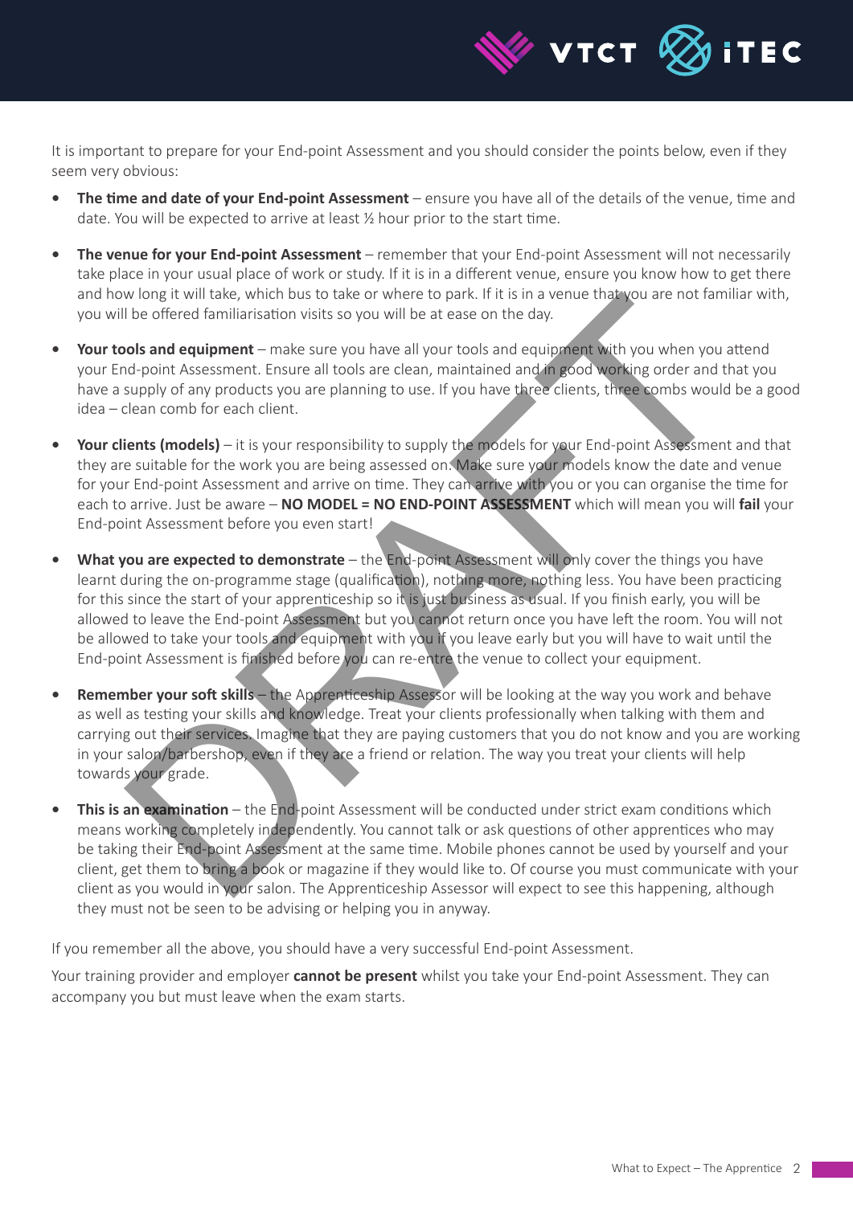It is important to prepare for your End-point Assessment and you should consider the points below, even if they seem very obvious:

- **The time and date of your End-point Assessment** – ensure you have all of the details of the venue, time and date. You will be expected to arrive at least ½ hour prior to the start time.

- **The venue for your End-point Assessment** – remember that your End-point Assessment will not necessarily take place in your usual place of work or study. If it is in a different venue, ensure you know how to get there and how long it will take, which bus to take or where to park. If it is in a venue that you are not familiar with, you will be offered familiarisation visits so you will be at ease on the day.

- **Your tools and equipment** – make sure you have all your tools and equipment with you when you attend your End-point Assessment. Ensure all tools are clean, maintained and in good working order and that you have a supply of any products you are planning to use. If you have three clients, three combs would be a good idea – clean comb for each client.

- **Your clients (models)** – it is your responsibility to supply the models for your End-point Assessment and that they are suitable for the work you are being assessed on. Make sure your models know the date and venue for your End-point Assessment and arrive on time. They can arrive with you or you can organise the time for each to arrive. Just be aware – **NO MODEL = NO END-POINT ASSESSMENT** which will mean you will **fail** your End-point Assessment before you even start!

- **What you are expected to demonstrate** – the End-point Assessment will only cover the things you have learnt during the on-programme stage (qualification), nothing more, nothing less. You have been practicing for this since the start of your apprenticeship so it is just business as usual. If you finish early, you will be allowed to leave the End-point Assessment but you cannot return once you have left the room. You will not be allowed to take your tools and equipment with you if you leave early but you will have to wait until the End-point Assessment is finished before you can re-entre the venue to collect your equipment.

- **Remember your soft skills** – the Apprenticeship Assessor will be looking at the way you work and behave as well as testing your skills and knowledge. Treat your clients professionally when talking with them and carrying out their services. Imagine that they are paying customers that you do not know and you are working in your salon/barbershop, even if they are a friend or relation. The way you treat your clients will help towards your grade.

- **This is an examination** – the End-point Assessment will be conducted under strict exam conditions which means working completely independently. You cannot talk or ask questions of other apprentices who may be taking their End-point Assessment at the same time. Mobile phones cannot be used by yourself and your client, get them to bring a book or magazine if they would like to. Of course you must communicate with your client as you would in your salon. The Apprenticeship Assessor will expect to see this happening, although they must not be seen to be advising or helping you in anyway.

If you remember all the above, you should have a very successful End-point Assessment.

Your training provider and employer **cannot be present** whilst you take your End-point Assessment. They can accompany you but must leave when the exam starts.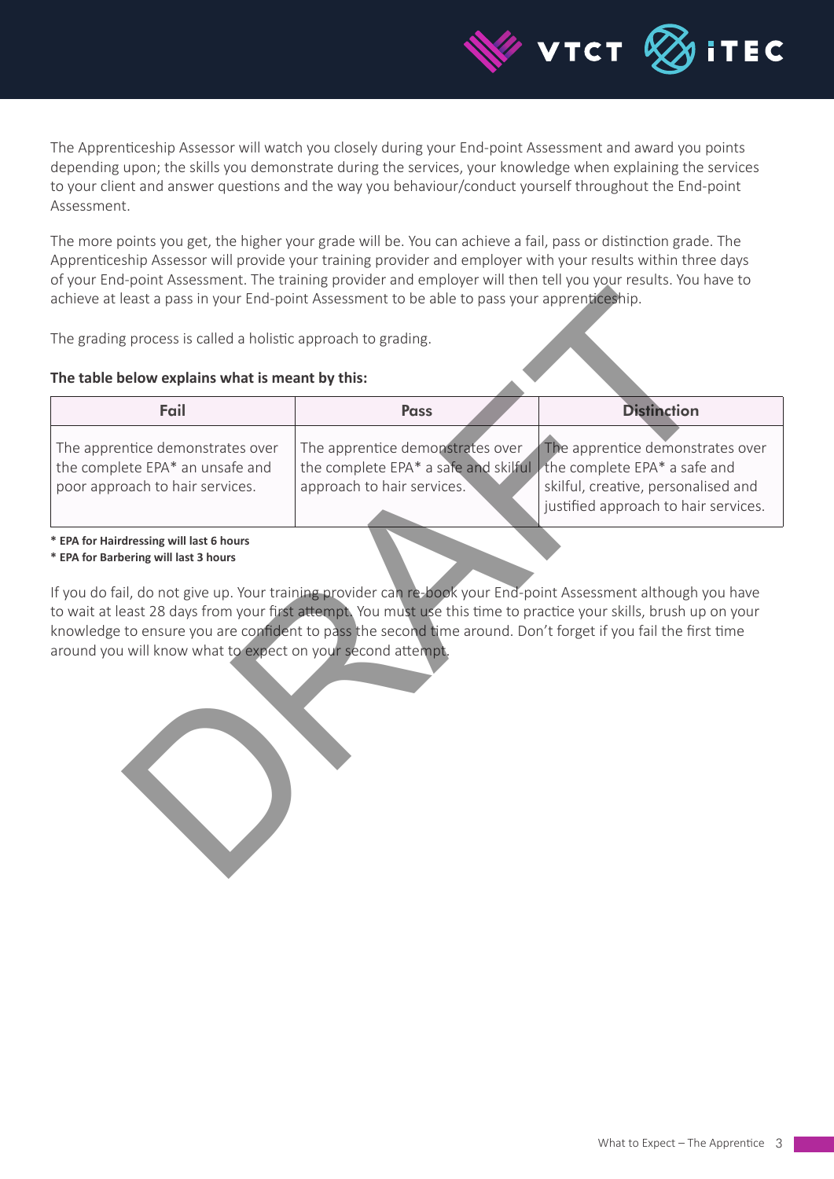The Apprenticeship Assessor will watch you closely during your End-point Assessment and award you points depending upon; the skills you demonstrate during the services, your knowledge when explaining the services to your client and answer questions and the way you behaviour/conduct yourself throughout the End-point Assessment.

The more points you get, the higher your grade will be. You can achieve a fail, pass or distinction grade. The Apprenticeship Assessor will provide your training provider and employer with your results within three days of your End-point Assessment. The training provider and employer will then tell you your results. You have to achieve at least a pass in your End-point Assessment to be able to pass your apprenticeship.

The grading process is called a holistic approach to grading.

**The table below explains what is meant by this:**

| Fail | Pass | Distinction |
| --- | --- | --- |
| The apprentice demonstrates over the complete EPA* an unsafe and poor approach to hair services. | The apprentice demonstrates over the complete EPA* a safe and skilful approach to hair services. | The apprentice demonstrates over the complete EPA* a safe and skilful, creative, personalised and justified approach to hair services. |

**\* EPA for Hairdressing will last 6 hours**
**\* EPA for Barbering will last 3 hours**

If you do fail, do not give up. Your training provider can re-book your End-point Assessment although you have to wait at least 28 days from your first attempt. You must use this time to practice your skills, brush up on your knowledge to ensure you are confident to pass the second time around. Don't forget if you fail the first time around you will know what to expect on your second attempt.